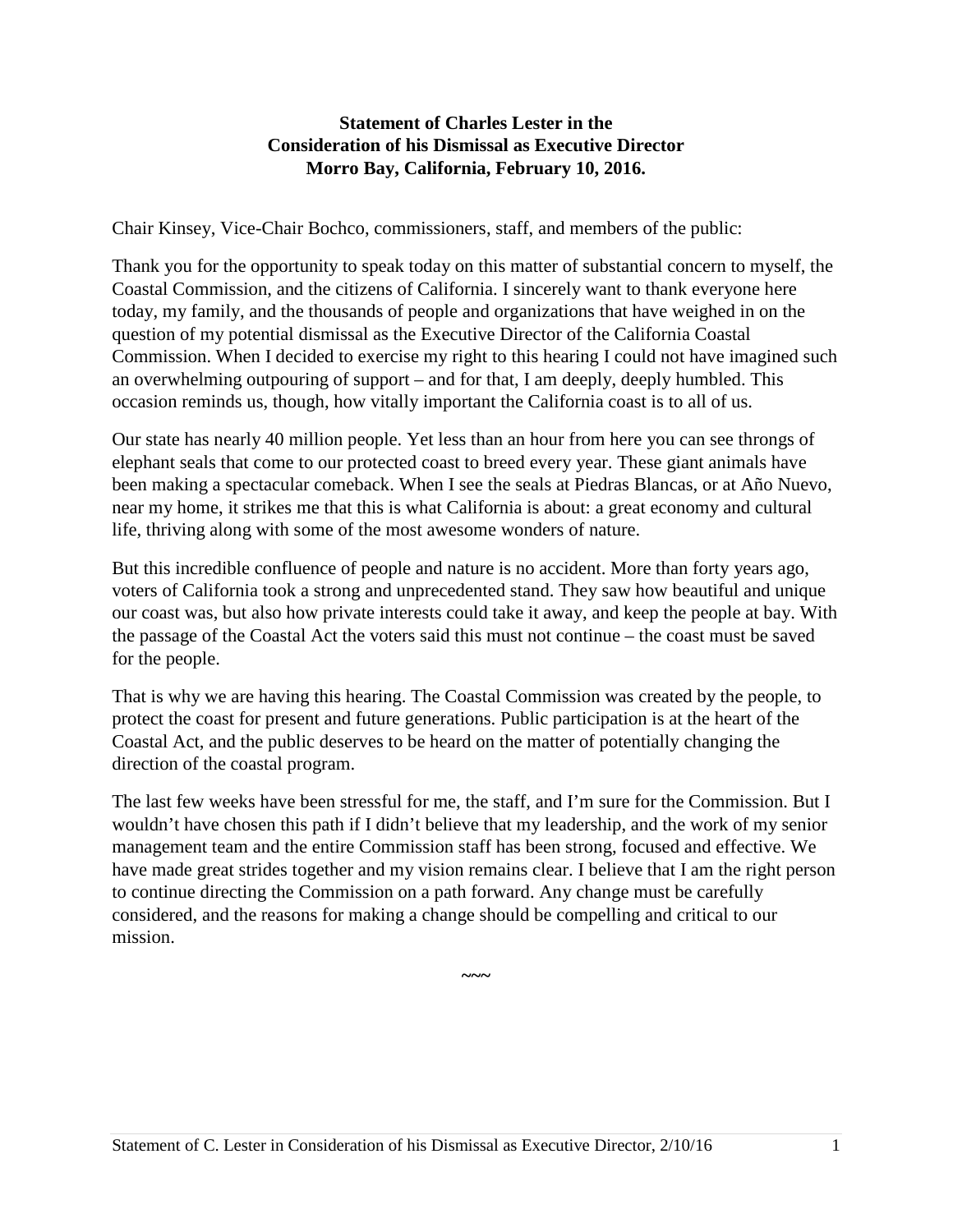**Statement of Charles Lester in the**
**Consideration of his Dismissal as Executive Director**
**Morro Bay, California, February 10, 2016.**

Chair Kinsey, Vice-Chair Bochco, commissioners, staff, and members of the public:

Thank you for the opportunity to speak today on this matter of substantial concern to myself, the Coastal Commission, and the citizens of California. I sincerely want to thank everyone here today, my family, and the thousands of people and organizations that have weighed in on the question of my potential dismissal as the Executive Director of the California Coastal Commission. When I decided to exercise my right to this hearing I could not have imagined such an overwhelming outpouring of support – and for that, I am deeply, deeply humbled. This occasion reminds us, though, how vitally important the California coast is to all of us.

Our state has nearly 40 million people. Yet less than an hour from here you can see throngs of elephant seals that come to our protected coast to breed every year. These giant animals have been making a spectacular comeback. When I see the seals at Piedras Blancas, or at Año Nuevo, near my home, it strikes me that this is what California is about: a great economy and cultural life, thriving along with some of the most awesome wonders of nature.

But this incredible confluence of people and nature is no accident. More than forty years ago, voters of California took a strong and unprecedented stand. They saw how beautiful and unique our coast was, but also how private interests could take it away, and keep the people at bay. With the passage of the Coastal Act the voters said this must not continue – the coast must be saved for the people.

That is why we are having this hearing. The Coastal Commission was created by the people, to protect the coast for present and future generations. Public participation is at the heart of the Coastal Act, and the public deserves to be heard on the matter of potentially changing the direction of the coastal program.

The last few weeks have been stressful for me, the staff, and I'm sure for the Commission. But I wouldn't have chosen this path if I didn't believe that my leadership, and the work of my senior management team and the entire Commission staff has been strong, focused and effective. We have made great strides together and my vision remains clear. I believe that I am the right person to continue directing the Commission on a path forward. Any change must be carefully considered, and the reasons for making a change should be compelling and critical to our mission.

~~~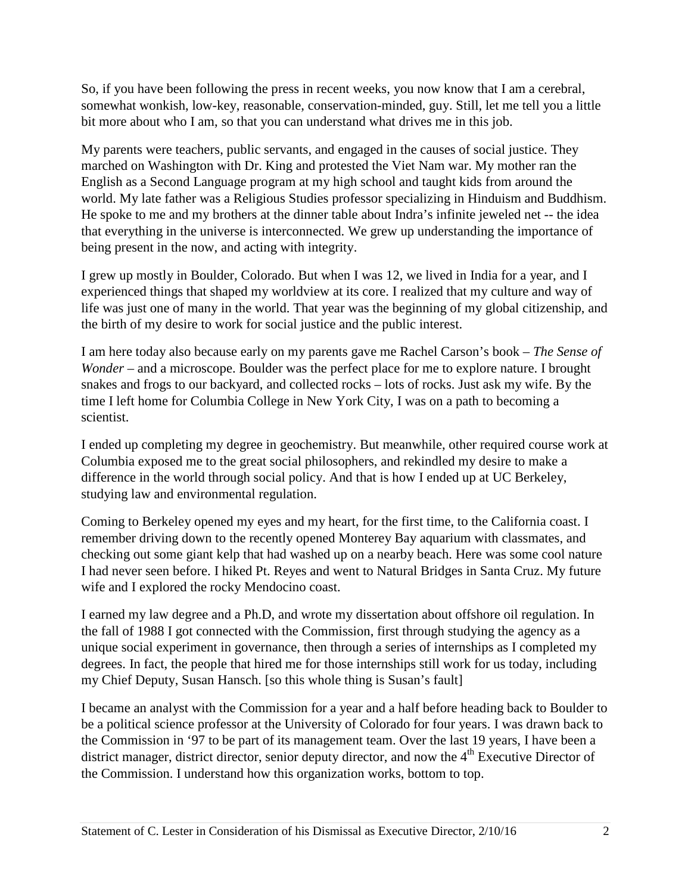So, if you have been following the press in recent weeks, you now know that I am a cerebral, somewhat wonkish, low-key, reasonable, conservation-minded, guy. Still, let me tell you a little bit more about who I am, so that you can understand what drives me in this job.

My parents were teachers, public servants, and engaged in the causes of social justice. They marched on Washington with Dr. King and protested the Viet Nam war. My mother ran the English as a Second Language program at my high school and taught kids from around the world. My late father was a Religious Studies professor specializing in Hinduism and Buddhism. He spoke to me and my brothers at the dinner table about Indra's infinite jeweled net -- the idea that everything in the universe is interconnected. We grew up understanding the importance of being present in the now, and acting with integrity.

I grew up mostly in Boulder, Colorado. But when I was 12, we lived in India for a year, and I experienced things that shaped my worldview at its core. I realized that my culture and way of life was just one of many in the world. That year was the beginning of my global citizenship, and the birth of my desire to work for social justice and the public interest.

I am here today also because early on my parents gave me Rachel Carson's book – *The Sense of Wonder* – and a microscope. Boulder was the perfect place for me to explore nature. I brought snakes and frogs to our backyard, and collected rocks – lots of rocks. Just ask my wife. By the time I left home for Columbia College in New York City, I was on a path to becoming a scientist.

I ended up completing my degree in geochemistry. But meanwhile, other required course work at Columbia exposed me to the great social philosophers, and rekindled my desire to make a difference in the world through social policy. And that is how I ended up at UC Berkeley, studying law and environmental regulation.

Coming to Berkeley opened my eyes and my heart, for the first time, to the California coast. I remember driving down to the recently opened Monterey Bay aquarium with classmates, and checking out some giant kelp that had washed up on a nearby beach. Here was some cool nature I had never seen before. I hiked Pt. Reyes and went to Natural Bridges in Santa Cruz. My future wife and I explored the rocky Mendocino coast.

I earned my law degree and a Ph.D, and wrote my dissertation about offshore oil regulation. In the fall of 1988 I got connected with the Commission, first through studying the agency as a unique social experiment in governance, then through a series of internships as I completed my degrees. In fact, the people that hired me for those internships still work for us today, including my Chief Deputy, Susan Hansch. [so this whole thing is Susan's fault]

I became an analyst with the Commission for a year and a half before heading back to Boulder to be a political science professor at the University of Colorado for four years. I was drawn back to the Commission in '97 to be part of its management team. Over the last 19 years, I have been a district manager, district director, senior deputy director, and now the 4th Executive Director of the Commission. I understand how this organization works, bottom to top.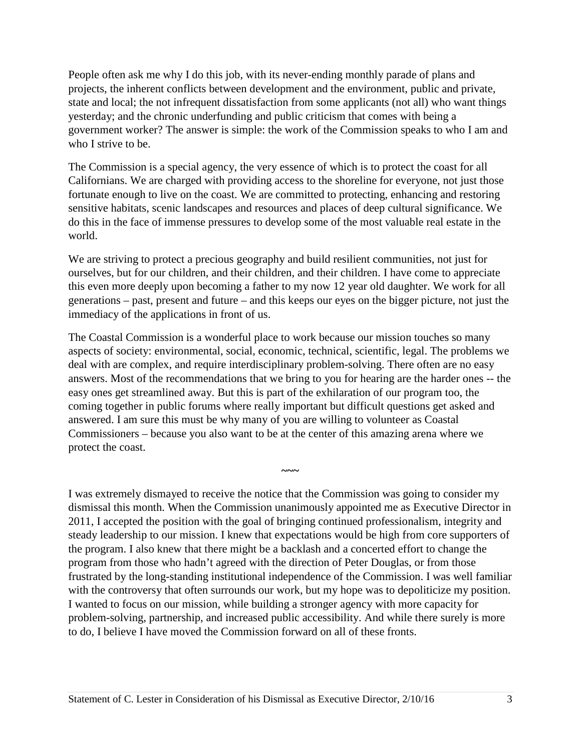People often ask me why I do this job, with its never-ending monthly parade of plans and projects, the inherent conflicts between development and the environment, public and private, state and local; the not infrequent dissatisfaction from some applicants (not all) who want things yesterday; and the chronic underfunding and public criticism that comes with being a government worker? The answer is simple: the work of the Commission speaks to who I am and who I strive to be.

The Commission is a special agency, the very essence of which is to protect the coast for all Californians. We are charged with providing access to the shoreline for everyone, not just those fortunate enough to live on the coast. We are committed to protecting, enhancing and restoring sensitive habitats, scenic landscapes and resources and places of deep cultural significance. We do this in the face of immense pressures to develop some of the most valuable real estate in the world.

We are striving to protect a precious geography and build resilient communities, not just for ourselves, but for our children, and their children, and their children. I have come to appreciate this even more deeply upon becoming a father to my now 12 year old daughter. We work for all generations – past, present and future – and this keeps our eyes on the bigger picture, not just the immediacy of the applications in front of us.

The Coastal Commission is a wonderful place to work because our mission touches so many aspects of society: environmental, social, economic, technical, scientific, legal. The problems we deal with are complex, and require interdisciplinary problem-solving. There often are no easy answers. Most of the recommendations that we bring to you for hearing are the harder ones -- the easy ones get streamlined away. But this is part of the exhilaration of our program too, the coming together in public forums where really important but difficult questions get asked and answered. I am sure this must be why many of you are willing to volunteer as Coastal Commissioners – because you also want to be at the center of this amazing arena where we protect the coast.

~~~

I was extremely dismayed to receive the notice that the Commission was going to consider my dismissal this month. When the Commission unanimously appointed me as Executive Director in 2011, I accepted the position with the goal of bringing continued professionalism, integrity and steady leadership to our mission. I knew that expectations would be high from core supporters of the program. I also knew that there might be a backlash and a concerted effort to change the program from those who hadn't agreed with the direction of Peter Douglas, or from those frustrated by the long-standing institutional independence of the Commission. I was well familiar with the controversy that often surrounds our work, but my hope was to depoliticize my position. I wanted to focus on our mission, while building a stronger agency with more capacity for problem-solving, partnership, and increased public accessibility. And while there surely is more to do, I believe I have moved the Commission forward on all of these fronts.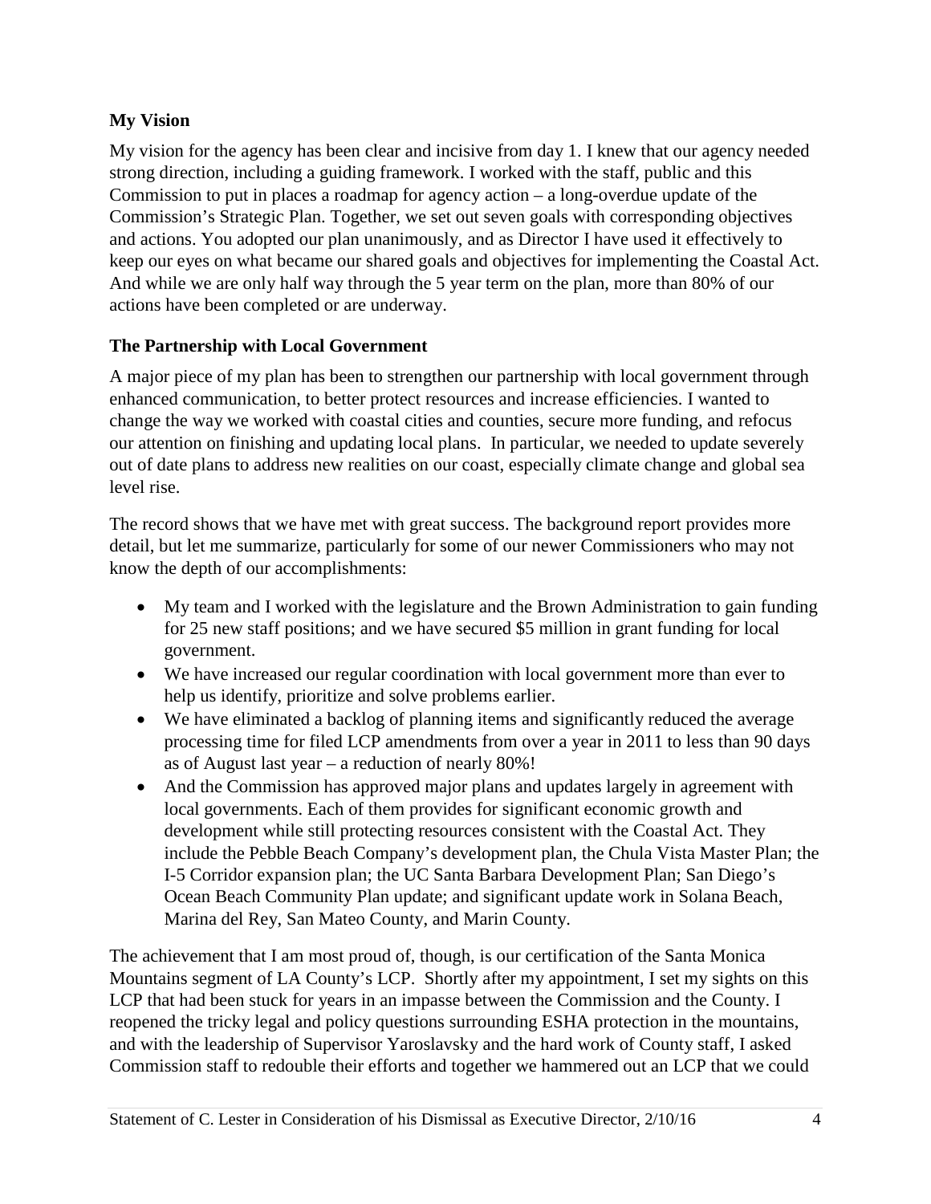**My Vision**

My vision for the agency has been clear and incisive from day 1. I knew that our agency needed strong direction, including a guiding framework. I worked with the staff, public and this Commission to put in places a roadmap for agency action – a long-overdue update of the Commission's Strategic Plan. Together, we set out seven goals with corresponding objectives and actions. You adopted our plan unanimously, and as Director I have used it effectively to keep our eyes on what became our shared goals and objectives for implementing the Coastal Act. And while we are only half way through the 5 year term on the plan, more than 80% of our actions have been completed or are underway.

**The Partnership with Local Government**

A major piece of my plan has been to strengthen our partnership with local government through enhanced communication, to better protect resources and increase efficiencies. I wanted to change the way we worked with coastal cities and counties, secure more funding, and refocus our attention on finishing and updating local plans. In particular, we needed to update severely out of date plans to address new realities on our coast, especially climate change and global sea level rise.

The record shows that we have met with great success. The background report provides more detail, but let me summarize, particularly for some of our newer Commissioners who may not know the depth of our accomplishments:

- My team and I worked with the legislature and the Brown Administration to gain funding for 25 new staff positions; and we have secured $5 million in grant funding for local government.
- We have increased our regular coordination with local government more than ever to help us identify, prioritize and solve problems earlier.
- We have eliminated a backlog of planning items and significantly reduced the average processing time for filed LCP amendments from over a year in 2011 to less than 90 days as of August last year – a reduction of nearly 80%!
- And the Commission has approved major plans and updates largely in agreement with local governments. Each of them provides for significant economic growth and development while still protecting resources consistent with the Coastal Act. They include the Pebble Beach Company's development plan, the Chula Vista Master Plan; the I-5 Corridor expansion plan; the UC Santa Barbara Development Plan; San Diego's Ocean Beach Community Plan update; and significant update work in Solana Beach, Marina del Rey, San Mateo County, and Marin County.

The achievement that I am most proud of, though, is our certification of the Santa Monica Mountains segment of LA County's LCP. Shortly after my appointment, I set my sights on this LCP that had been stuck for years in an impasse between the Commission and the County. I reopened the tricky legal and policy questions surrounding ESHA protection in the mountains, and with the leadership of Supervisor Yaroslavsky and the hard work of County staff, I asked Commission staff to redouble their efforts and together we hammered out an LCP that we could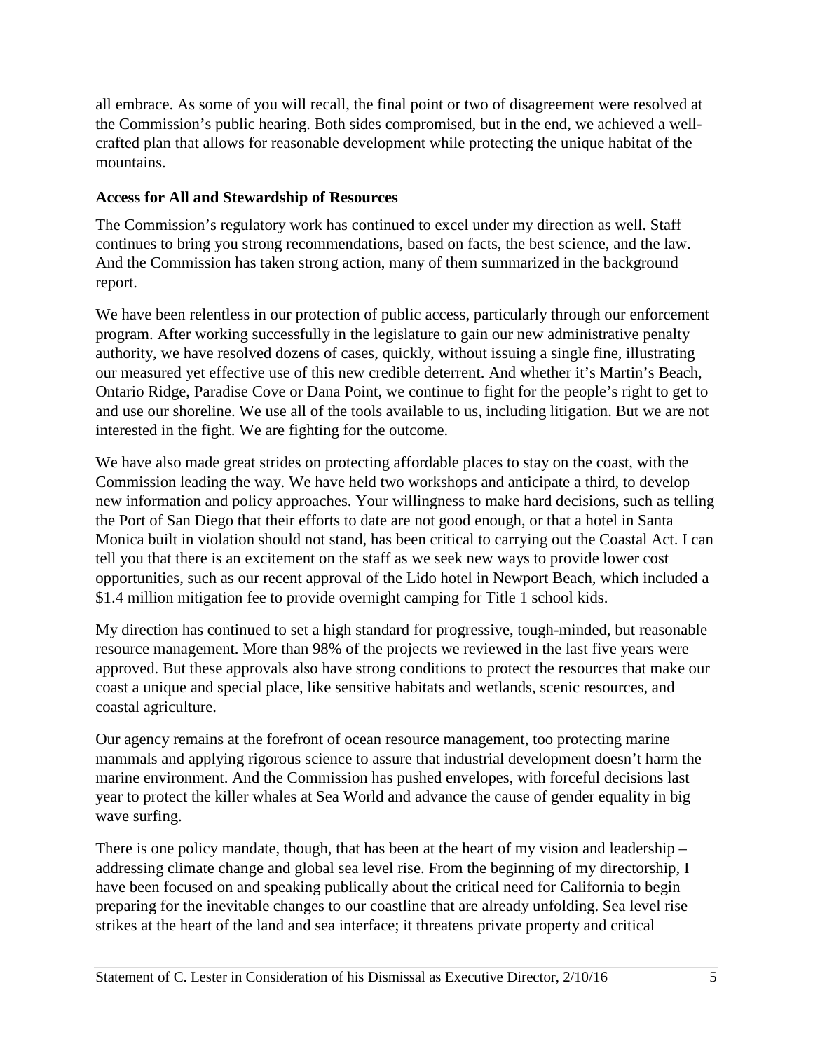all embrace. As some of you will recall, the final point or two of disagreement were resolved at the Commission's public hearing. Both sides compromised, but in the end, we achieved a well-crafted plan that allows for reasonable development while protecting the unique habitat of the mountains.

**Access for All and Stewardship of Resources**

The Commission's regulatory work has continued to excel under my direction as well. Staff continues to bring you strong recommendations, based on facts, the best science, and the law. And the Commission has taken strong action, many of them summarized in the background report.

We have been relentless in our protection of public access, particularly through our enforcement program. After working successfully in the legislature to gain our new administrative penalty authority, we have resolved dozens of cases, quickly, without issuing a single fine, illustrating our measured yet effective use of this new credible deterrent. And whether it's Martin's Beach, Ontario Ridge, Paradise Cove or Dana Point, we continue to fight for the people's right to get to and use our shoreline. We use all of the tools available to us, including litigation. But we are not interested in the fight. We are fighting for the outcome.

We have also made great strides on protecting affordable places to stay on the coast, with the Commission leading the way. We have held two workshops and anticipate a third, to develop new information and policy approaches. Your willingness to make hard decisions, such as telling the Port of San Diego that their efforts to date are not good enough, or that a hotel in Santa Monica built in violation should not stand, has been critical to carrying out the Coastal Act. I can tell you that there is an excitement on the staff as we seek new ways to provide lower cost opportunities, such as our recent approval of the Lido hotel in Newport Beach, which included a $1.4 million mitigation fee to provide overnight camping for Title 1 school kids.

My direction has continued to set a high standard for progressive, tough-minded, but reasonable resource management. More than 98% of the projects we reviewed in the last five years were approved. But these approvals also have strong conditions to protect the resources that make our coast a unique and special place, like sensitive habitats and wetlands, scenic resources, and coastal agriculture.

Our agency remains at the forefront of ocean resource management, too protecting marine mammals and applying rigorous science to assure that industrial development doesn't harm the marine environment. And the Commission has pushed envelopes, with forceful decisions last year to protect the killer whales at Sea World and advance the cause of gender equality in big wave surfing.

There is one policy mandate, though, that has been at the heart of my vision and leadership – addressing climate change and global sea level rise. From the beginning of my directorship, I have been focused on and speaking publically about the critical need for California to begin preparing for the inevitable changes to our coastline that are already unfolding. Sea level rise strikes at the heart of the land and sea interface; it threatens private property and critical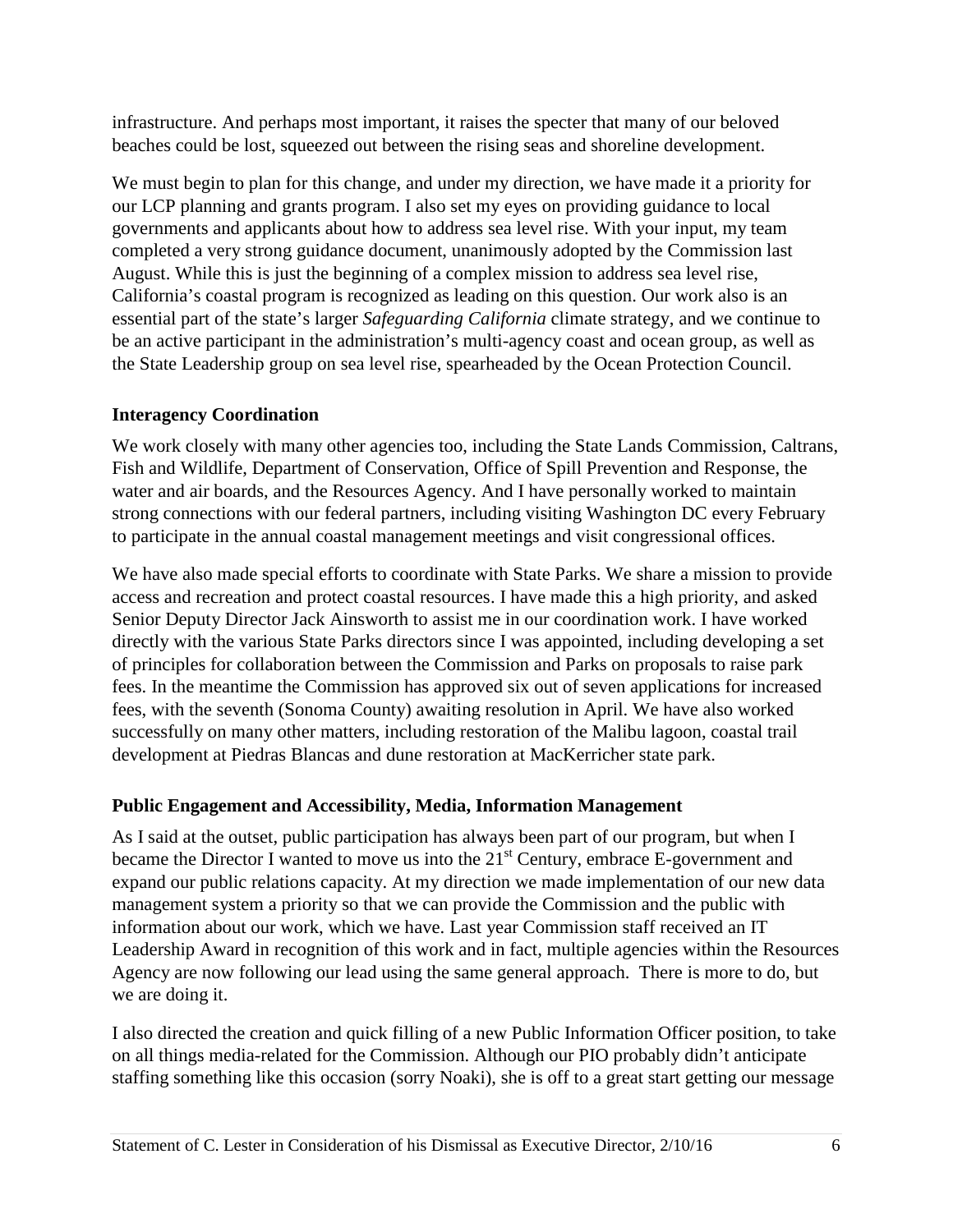infrastructure. And perhaps most important, it raises the specter that many of our beloved beaches could be lost, squeezed out between the rising seas and shoreline development.

We must begin to plan for this change, and under my direction, we have made it a priority for our LCP planning and grants program. I also set my eyes on providing guidance to local governments and applicants about how to address sea level rise. With your input, my team completed a very strong guidance document, unanimously adopted by the Commission last August. While this is just the beginning of a complex mission to address sea level rise, California's coastal program is recognized as leading on this question. Our work also is an essential part of the state's larger *Safeguarding California* climate strategy, and we continue to be an active participant in the administration's multi-agency coast and ocean group, as well as the State Leadership group on sea level rise, spearheaded by the Ocean Protection Council.

**Interagency Coordination**

We work closely with many other agencies too, including the State Lands Commission, Caltrans, Fish and Wildlife, Department of Conservation, Office of Spill Prevention and Response, the water and air boards, and the Resources Agency. And I have personally worked to maintain strong connections with our federal partners, including visiting Washington DC every February to participate in the annual coastal management meetings and visit congressional offices.

We have also made special efforts to coordinate with State Parks. We share a mission to provide access and recreation and protect coastal resources. I have made this a high priority, and asked Senior Deputy Director Jack Ainsworth to assist me in our coordination work. I have worked directly with the various State Parks directors since I was appointed, including developing a set of principles for collaboration between the Commission and Parks on proposals to raise park fees. In the meantime the Commission has approved six out of seven applications for increased fees, with the seventh (Sonoma County) awaiting resolution in April. We have also worked successfully on many other matters, including restoration of the Malibu lagoon, coastal trail development at Piedras Blancas and dune restoration at MacKerricher state park.

**Public Engagement and Accessibility, Media, Information Management**

As I said at the outset, public participation has always been part of our program, but when I became the Director I wanted to move us into the 21st Century, embrace E-government and expand our public relations capacity. At my direction we made implementation of our new data management system a priority so that we can provide the Commission and the public with information about our work, which we have. Last year Commission staff received an IT Leadership Award in recognition of this work and in fact, multiple agencies within the Resources Agency are now following our lead using the same general approach. There is more to do, but we are doing it.

I also directed the creation and quick filling of a new Public Information Officer position, to take on all things media-related for the Commission. Although our PIO probably didn't anticipate staffing something like this occasion (sorry Noaki), she is off to a great start getting our message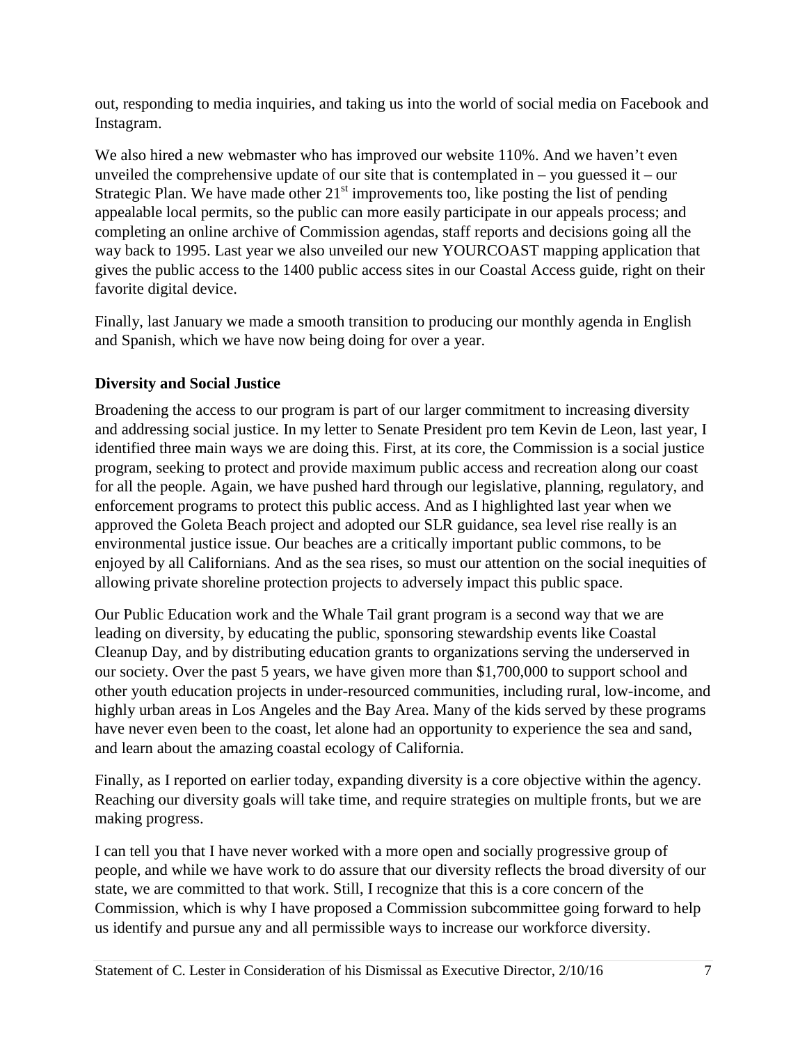out, responding to media inquiries, and taking us into the world of social media on Facebook and Instagram.

We also hired a new webmaster who has improved our website 110%. And we haven't even unveiled the comprehensive update of our site that is contemplated in – you guessed it – our Strategic Plan. We have made other 21st improvements too, like posting the list of pending appealable local permits, so the public can more easily participate in our appeals process; and completing an online archive of Commission agendas, staff reports and decisions going all the way back to 1995. Last year we also unveiled our new YOURCOAST mapping application that gives the public access to the 1400 public access sites in our Coastal Access guide, right on their favorite digital device.

Finally, last January we made a smooth transition to producing our monthly agenda in English and Spanish, which we have now being doing for over a year.

**Diversity and Social Justice**

Broadening the access to our program is part of our larger commitment to increasing diversity and addressing social justice. In my letter to Senate President pro tem Kevin de Leon, last year, I identified three main ways we are doing this. First, at its core, the Commission is a social justice program, seeking to protect and provide maximum public access and recreation along our coast for all the people. Again, we have pushed hard through our legislative, planning, regulatory, and enforcement programs to protect this public access. And as I highlighted last year when we approved the Goleta Beach project and adopted our SLR guidance, sea level rise really is an environmental justice issue. Our beaches are a critically important public commons, to be enjoyed by all Californians. And as the sea rises, so must our attention on the social inequities of allowing private shoreline protection projects to adversely impact this public space.

Our Public Education work and the Whale Tail grant program is a second way that we are leading on diversity, by educating the public, sponsoring stewardship events like Coastal Cleanup Day, and by distributing education grants to organizations serving the underserved in our society. Over the past 5 years, we have given more than $1,700,000 to support school and other youth education projects in under-resourced communities, including rural, low-income, and highly urban areas in Los Angeles and the Bay Area. Many of the kids served by these programs have never even been to the coast, let alone had an opportunity to experience the sea and sand, and learn about the amazing coastal ecology of California.

Finally, as I reported on earlier today, expanding diversity is a core objective within the agency. Reaching our diversity goals will take time, and require strategies on multiple fronts, but we are making progress.

I can tell you that I have never worked with a more open and socially progressive group of people, and while we have work to do assure that our diversity reflects the broad diversity of our state, we are committed to that work. Still, I recognize that this is a core concern of the Commission, which is why I have proposed a Commission subcommittee going forward to help us identify and pursue any and all permissible ways to increase our workforce diversity.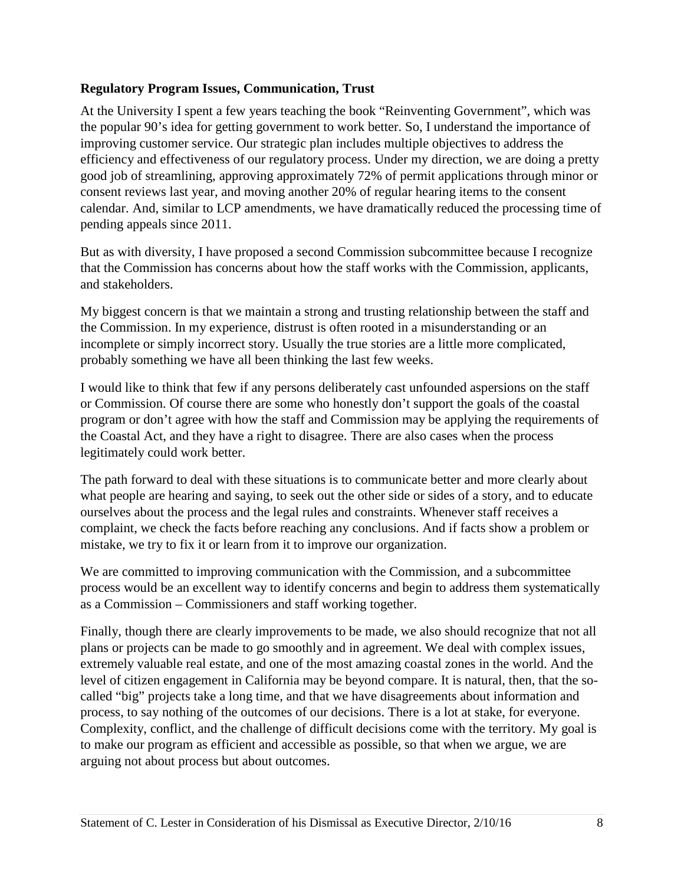**Regulatory Program Issues, Communication, Trust**

At the University I spent a few years teaching the book "Reinventing Government", which was the popular 90's idea for getting government to work better. So, I understand the importance of improving customer service. Our strategic plan includes multiple objectives to address the efficiency and effectiveness of our regulatory process. Under my direction, we are doing a pretty good job of streamlining, approving approximately 72% of permit applications through minor or consent reviews last year, and moving another 20% of regular hearing items to the consent calendar. And, similar to LCP amendments, we have dramatically reduced the processing time of pending appeals since 2011.

But as with diversity, I have proposed a second Commission subcommittee because I recognize that the Commission has concerns about how the staff works with the Commission, applicants, and stakeholders.

My biggest concern is that we maintain a strong and trusting relationship between the staff and the Commission. In my experience, distrust is often rooted in a misunderstanding or an incomplete or simply incorrect story. Usually the true stories are a little more complicated, probably something we have all been thinking the last few weeks.

I would like to think that few if any persons deliberately cast unfounded aspersions on the staff or Commission. Of course there are some who honestly don't support the goals of the coastal program or don't agree with how the staff and Commission may be applying the requirements of the Coastal Act, and they have a right to disagree. There are also cases when the process legitimately could work better.

The path forward to deal with these situations is to communicate better and more clearly about what people are hearing and saying, to seek out the other side or sides of a story, and to educate ourselves about the process and the legal rules and constraints. Whenever staff receives a complaint, we check the facts before reaching any conclusions. And if facts show a problem or mistake, we try to fix it or learn from it to improve our organization.

We are committed to improving communication with the Commission, and a subcommittee process would be an excellent way to identify concerns and begin to address them systematically as a Commission – Commissioners and staff working together.

Finally, though there are clearly improvements to be made, we also should recognize that not all plans or projects can be made to go smoothly and in agreement. We deal with complex issues, extremely valuable real estate, and one of the most amazing coastal zones in the world. And the level of citizen engagement in California may be beyond compare. It is natural, then, that the so-called "big" projects take a long time, and that we have disagreements about information and process, to say nothing of the outcomes of our decisions. There is a lot at stake, for everyone. Complexity, conflict, and the challenge of difficult decisions come with the territory. My goal is to make our program as efficient and accessible as possible, so that when we argue, we are arguing not about process but about outcomes.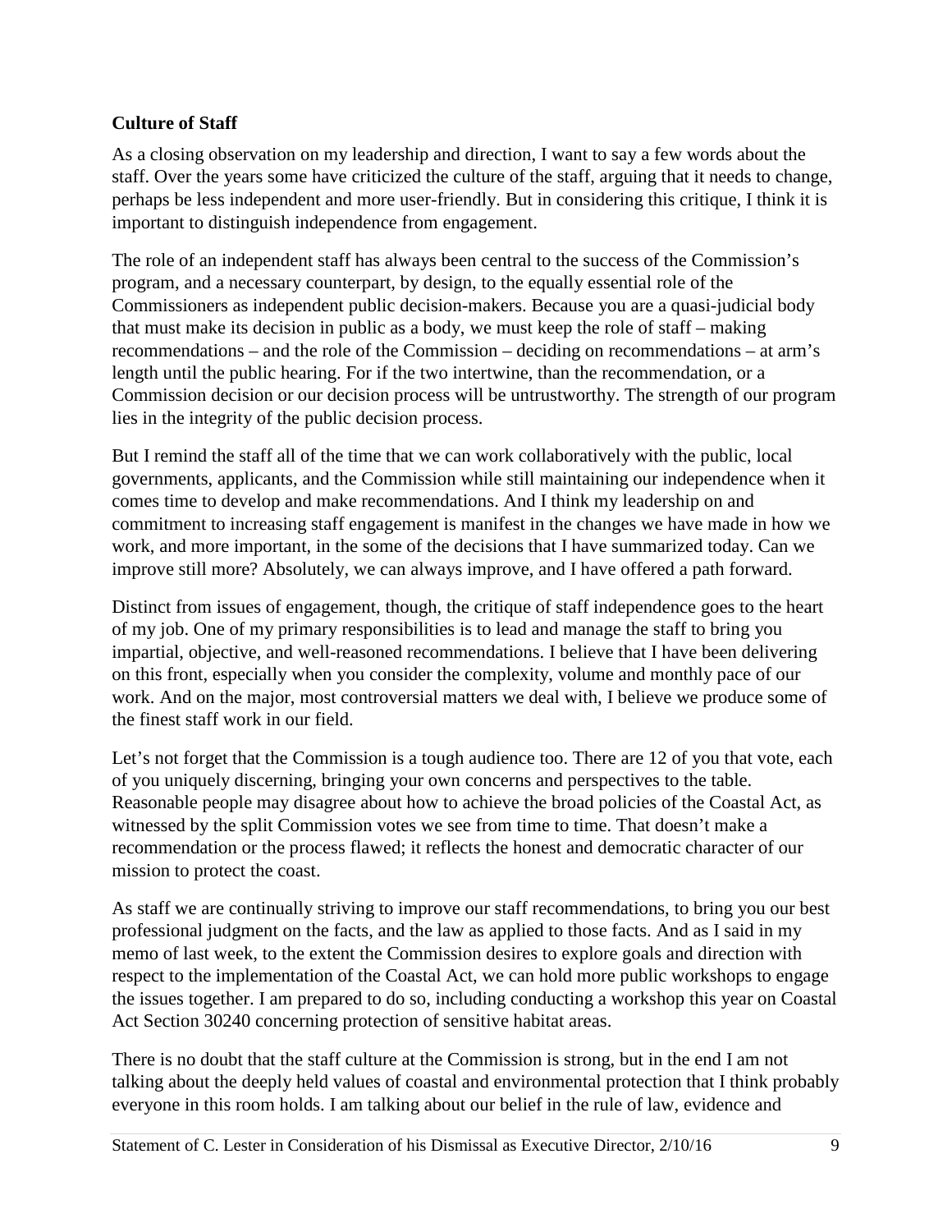**Culture of Staff**

As a closing observation on my leadership and direction, I want to say a few words about the staff. Over the years some have criticized the culture of the staff, arguing that it needs to change, perhaps be less independent and more user-friendly. But in considering this critique, I think it is important to distinguish independence from engagement.

The role of an independent staff has always been central to the success of the Commission's program, and a necessary counterpart, by design, to the equally essential role of the Commissioners as independent public decision-makers. Because you are a quasi-judicial body that must make its decision in public as a body, we must keep the role of staff – making recommendations – and the role of the Commission – deciding on recommendations – at arm's length until the public hearing. For if the two intertwine, than the recommendation, or a Commission decision or our decision process will be untrustworthy. The strength of our program lies in the integrity of the public decision process.

But I remind the staff all of the time that we can work collaboratively with the public, local governments, applicants, and the Commission while still maintaining our independence when it comes time to develop and make recommendations. And I think my leadership on and commitment to increasing staff engagement is manifest in the changes we have made in how we work, and more important, in the some of the decisions that I have summarized today. Can we improve still more? Absolutely, we can always improve, and I have offered a path forward.

Distinct from issues of engagement, though, the critique of staff independence goes to the heart of my job. One of my primary responsibilities is to lead and manage the staff to bring you impartial, objective, and well-reasoned recommendations. I believe that I have been delivering on this front, especially when you consider the complexity, volume and monthly pace of our work. And on the major, most controversial matters we deal with, I believe we produce some of the finest staff work in our field.

Let's not forget that the Commission is a tough audience too. There are 12 of you that vote, each of you uniquely discerning, bringing your own concerns and perspectives to the table. Reasonable people may disagree about how to achieve the broad policies of the Coastal Act, as witnessed by the split Commission votes we see from time to time. That doesn't make a recommendation or the process flawed; it reflects the honest and democratic character of our mission to protect the coast.

As staff we are continually striving to improve our staff recommendations, to bring you our best professional judgment on the facts, and the law as applied to those facts. And as I said in my memo of last week, to the extent the Commission desires to explore goals and direction with respect to the implementation of the Coastal Act, we can hold more public workshops to engage the issues together. I am prepared to do so, including conducting a workshop this year on Coastal Act Section 30240 concerning protection of sensitive habitat areas.

There is no doubt that the staff culture at the Commission is strong, but in the end I am not talking about the deeply held values of coastal and environmental protection that I think probably everyone in this room holds. I am talking about our belief in the rule of law, evidence and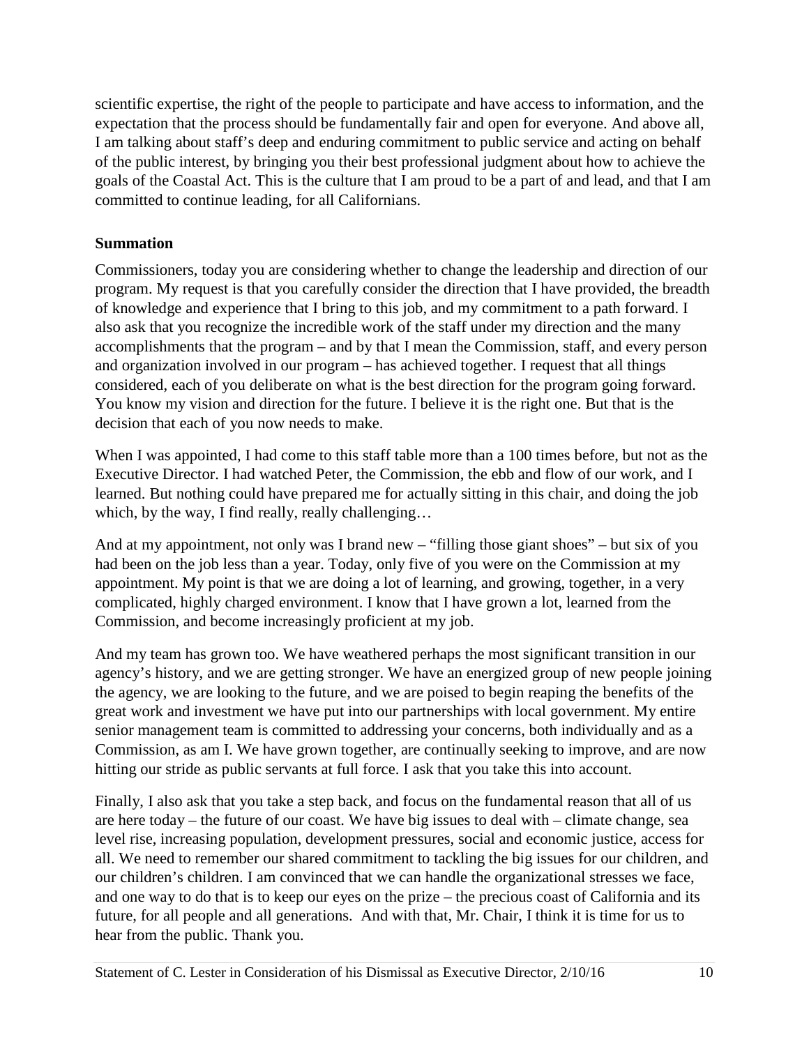scientific expertise, the right of the people to participate and have access to information, and the expectation that the process should be fundamentally fair and open for everyone. And above all, I am talking about staff's deep and enduring commitment to public service and acting on behalf of the public interest, by bringing you their best professional judgment about how to achieve the goals of the Coastal Act. This is the culture that I am proud to be a part of and lead, and that I am committed to continue leading, for all Californians.

**Summation**

Commissioners, today you are considering whether to change the leadership and direction of our program. My request is that you carefully consider the direction that I have provided, the breadth of knowledge and experience that I bring to this job, and my commitment to a path forward. I also ask that you recognize the incredible work of the staff under my direction and the many accomplishments that the program – and by that I mean the Commission, staff, and every person and organization involved in our program – has achieved together. I request that all things considered, each of you deliberate on what is the best direction for the program going forward. You know my vision and direction for the future. I believe it is the right one. But that is the decision that each of you now needs to make.

When I was appointed, I had come to this staff table more than a 100 times before, but not as the Executive Director. I had watched Peter, the Commission, the ebb and flow of our work, and I learned. But nothing could have prepared me for actually sitting in this chair, and doing the job which, by the way, I find really, really challenging…

And at my appointment, not only was I brand new – "filling those giant shoes" – but six of you had been on the job less than a year. Today, only five of you were on the Commission at my appointment. My point is that we are doing a lot of learning, and growing, together, in a very complicated, highly charged environment. I know that I have grown a lot, learned from the Commission, and become increasingly proficient at my job.

And my team has grown too. We have weathered perhaps the most significant transition in our agency's history, and we are getting stronger. We have an energized group of new people joining the agency, we are looking to the future, and we are poised to begin reaping the benefits of the great work and investment we have put into our partnerships with local government. My entire senior management team is committed to addressing your concerns, both individually and as a Commission, as am I. We have grown together, are continually seeking to improve, and are now hitting our stride as public servants at full force. I ask that you take this into account.

Finally, I also ask that you take a step back, and focus on the fundamental reason that all of us are here today – the future of our coast. We have big issues to deal with – climate change, sea level rise, increasing population, development pressures, social and economic justice, access for all. We need to remember our shared commitment to tackling the big issues for our children, and our children's children. I am convinced that we can handle the organizational stresses we face, and one way to do that is to keep our eyes on the prize – the precious coast of California and its future, for all people and all generations. And with that, Mr. Chair, I think it is time for us to hear from the public. Thank you.